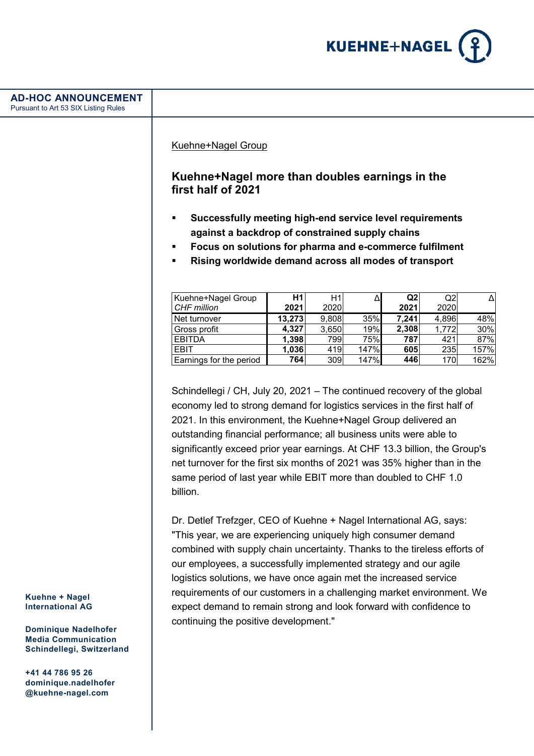**AD-HOC ANNOUNCEMENT**
Pursuant to Art 53 SIX Listing Rules

Kuehne+Nagel Group

## Kuehne+Nagel more than doubles earnings in the first half of 2021

- **Successfully meeting high-end service level requirements against a backdrop of constrained supply chains**
- **Focus on solutions for pharma and e-commerce fulfilment**
- **Rising worldwide demand across all modes of transport**

| Kuehne+Nagel Group *CHF million* | **H1 2021** | H1 2020 | Δ | **Q2 2021** | Q2 2020 | Δ |
|---|---|---|---|---|---|---|
| Net turnover | **13,273** | 9,808 | 35% | **7,241** | 4,896 | 48% |
| Gross profit | **4,327** | 3,650 | 19% | **2,308** | 1,772 | 30% |
| EBITDA | **1,398** | 799 | 75% | **787** | 421 | 87% |
| EBIT | **1,036** | 419 | 147% | **605** | 235 | 157% |
| Earnings for the period | **764** | 309 | 147% | **446** | 170 | 162% |

Schindellegi / CH, July 20, 2021 – The continued recovery of the global economy led to strong demand for logistics services in the first half of 2021. In this environment, the Kuehne+Nagel Group delivered an outstanding financial performance; all business units were able to significantly exceed prior year earnings. At CHF 13.3 billion, the Group's net turnover for the first six months of 2021 was 35% higher than in the same period of last year while EBIT more than doubled to CHF 1.0 billion.

Dr. Detlef Trefzger, CEO of Kuehne + Nagel International AG, says: "This year, we are experiencing uniquely high consumer demand combined with supply chain uncertainty. Thanks to the tireless efforts of our employees, a successfully implemented strategy and our agile logistics solutions, we have once again met the increased service requirements of our customers in a challenging market environment. We expect demand to remain strong and look forward with confidence to continuing the positive development."

**Kuehne + Nagel International AG**

**Dominique Nadelhofer**
**Media Communication**
**Schindellegi, Switzerland**

**+41 44 786 95 26**
**dominique.nadelhofer@kuehne-nagel.com**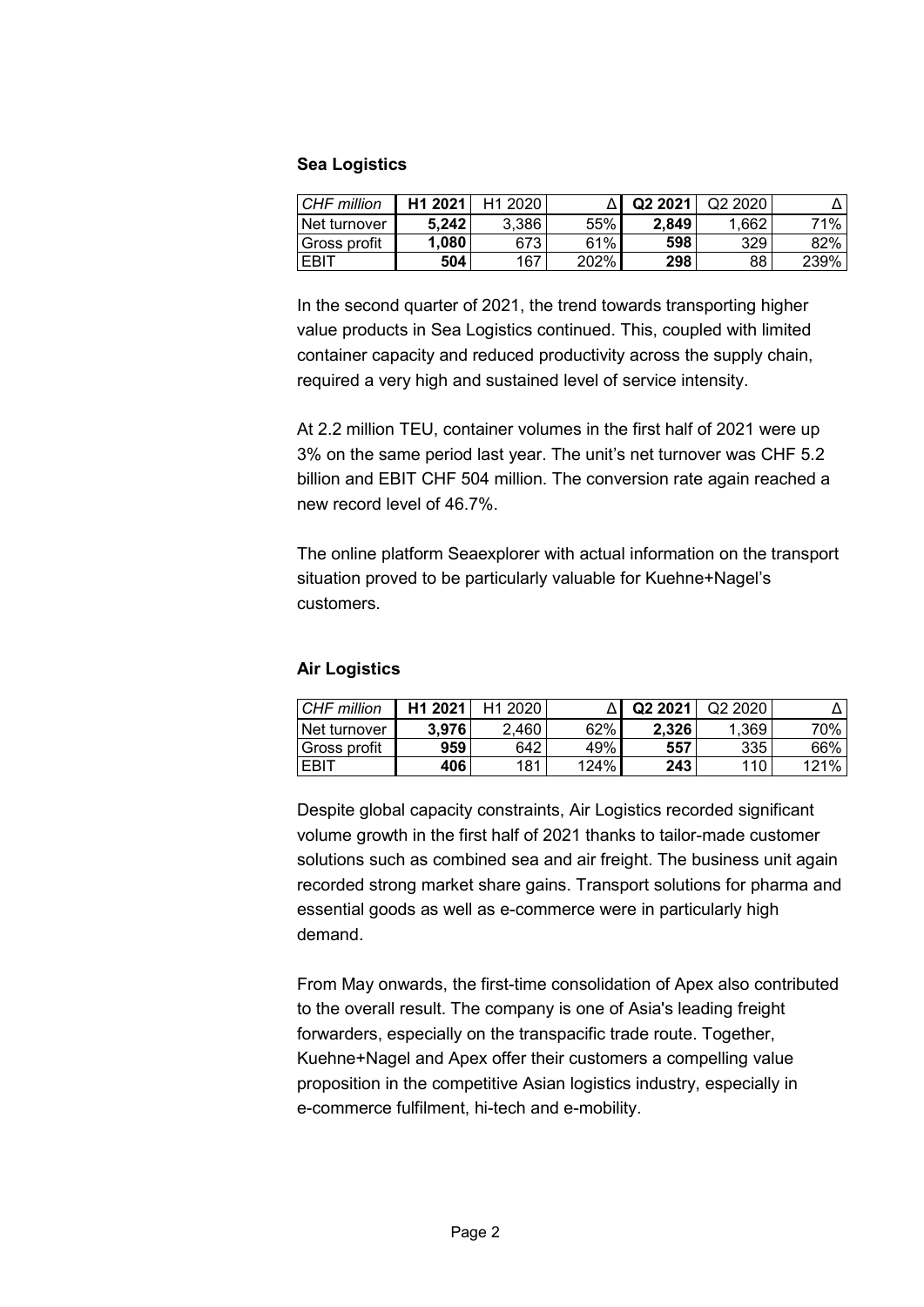### Sea Logistics

| *CHF million* | **H1 2021** | H1 2020 | Δ | **Q2 2021** | Q2 2020 | Δ |
|---|---|---|---|---|---|---|
| Net turnover | **5,242** | 3,386 | 55% | **2,849** | 1,662 | 71% |
| Gross profit | **1,080** | 673 | 61% | **598** | 329 | 82% |
| EBIT | **504** | 167 | 202% | **298** | 88 | 239% |

In the second quarter of 2021, the trend towards transporting higher value products in Sea Logistics continued. This, coupled with limited container capacity and reduced productivity across the supply chain, required a very high and sustained level of service intensity.

At 2.2 million TEU, container volumes in the first half of 2021 were up 3% on the same period last year. The unit's net turnover was CHF 5.2 billion and EBIT CHF 504 million. The conversion rate again reached a new record level of 46.7%.

The online platform Seaexplorer with actual information on the transport situation proved to be particularly valuable for Kuehne+Nagel's customers.

### Air Logistics

| *CHF million* | **H1 2021** | H1 2020 | Δ | **Q2 2021** | Q2 2020 | Δ |
|---|---|---|---|---|---|---|
| Net turnover | **3,976** | 2,460 | 62% | **2,326** | 1,369 | 70% |
| Gross profit | **959** | 642 | 49% | **557** | 335 | 66% |
| EBIT | **406** | 181 | 124% | **243** | 110 | 121% |

Despite global capacity constraints, Air Logistics recorded significant volume growth in the first half of 2021 thanks to tailor-made customer solutions such as combined sea and air freight. The business unit again recorded strong market share gains. Transport solutions for pharma and essential goods as well as e-commerce were in particularly high demand.

From May onwards, the first-time consolidation of Apex also contributed to the overall result. The company is one of Asia's leading freight forwarders, especially on the transpacific trade route. Together, Kuehne+Nagel and Apex offer their customers a compelling value proposition in the competitive Asian logistics industry, especially in e-commerce fulfilment, hi-tech and e-mobility.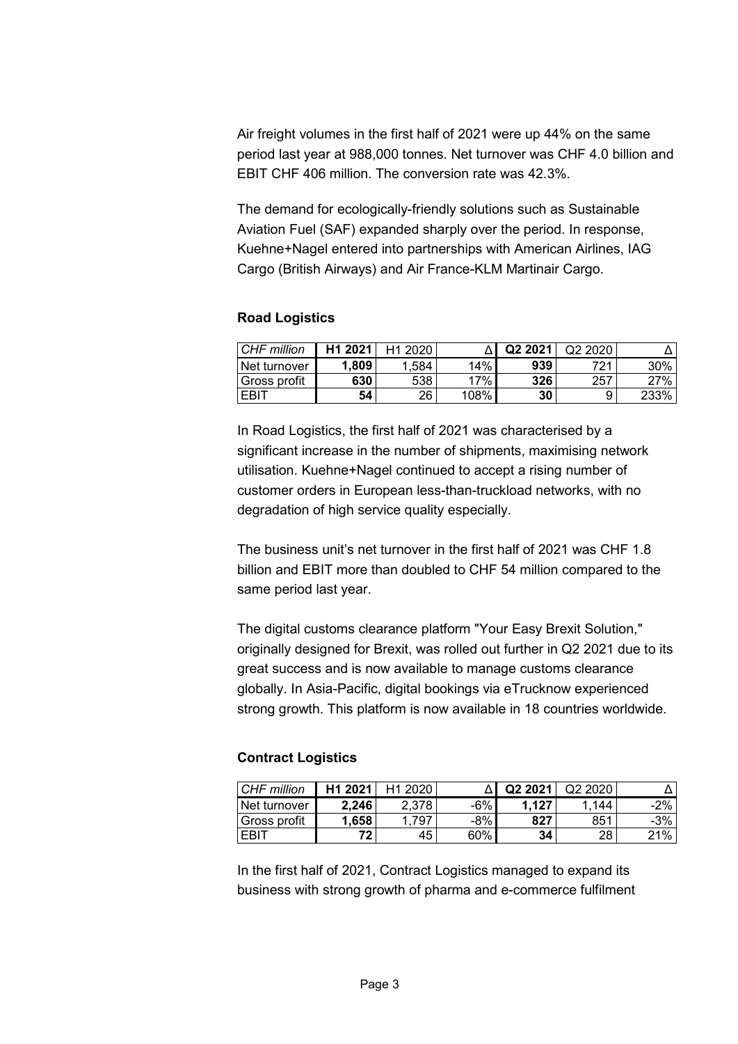Air freight volumes in the first half of 2021 were up 44% on the same period last year at 988,000 tonnes. Net turnover was CHF 4.0 billion and EBIT CHF 406 million. The conversion rate was 42.3%.

The demand for ecologically-friendly solutions such as Sustainable Aviation Fuel (SAF) expanded sharply over the period. In response, Kuehne+Nagel entered into partnerships with American Airlines, IAG Cargo (British Airways) and Air France-KLM Martinair Cargo.

## Road Logistics

| *CHF million* | **H1 2021** | H1 2020 | Δ | **Q2 2021** | Q2 2020 | Δ |
|---|---|---|---|---|---|---|
| Net turnover | **1,809** | 1,584 | 14% | **939** | 721 | 30% |
| Gross profit | **630** | 538 | 17% | **326** | 257 | 27% |
| EBIT | **54** | 26 | 108% | **30** | 9 | 233% |

In Road Logistics, the first half of 2021 was characterised by a significant increase in the number of shipments, maximising network utilisation. Kuehne+Nagel continued to accept a rising number of customer orders in European less-than-truckload networks, with no degradation of high service quality especially.

The business unit's net turnover in the first half of 2021 was CHF 1.8 billion and EBIT more than doubled to CHF 54 million compared to the same period last year.

The digital customs clearance platform "Your Easy Brexit Solution," originally designed for Brexit, was rolled out further in Q2 2021 due to its great success and is now available to manage customs clearance globally. In Asia-Pacific, digital bookings via eTrucknow experienced strong growth. This platform is now available in 18 countries worldwide.

## Contract Logistics

| *CHF million* | **H1 2021** | H1 2020 | Δ | **Q2 2021** | Q2 2020 | Δ |
|---|---|---|---|---|---|---|
| Net turnover | **2,246** | 2,378 | -6% | **1,127** | 1,144 | -2% |
| Gross profit | **1,658** | 1,797 | -8% | **827** | 851 | -3% |
| EBIT | **72** | 45 | 60% | **34** | 28 | 21% |

In the first half of 2021, Contract Logistics managed to expand its business with strong growth of pharma and e-commerce fulfilment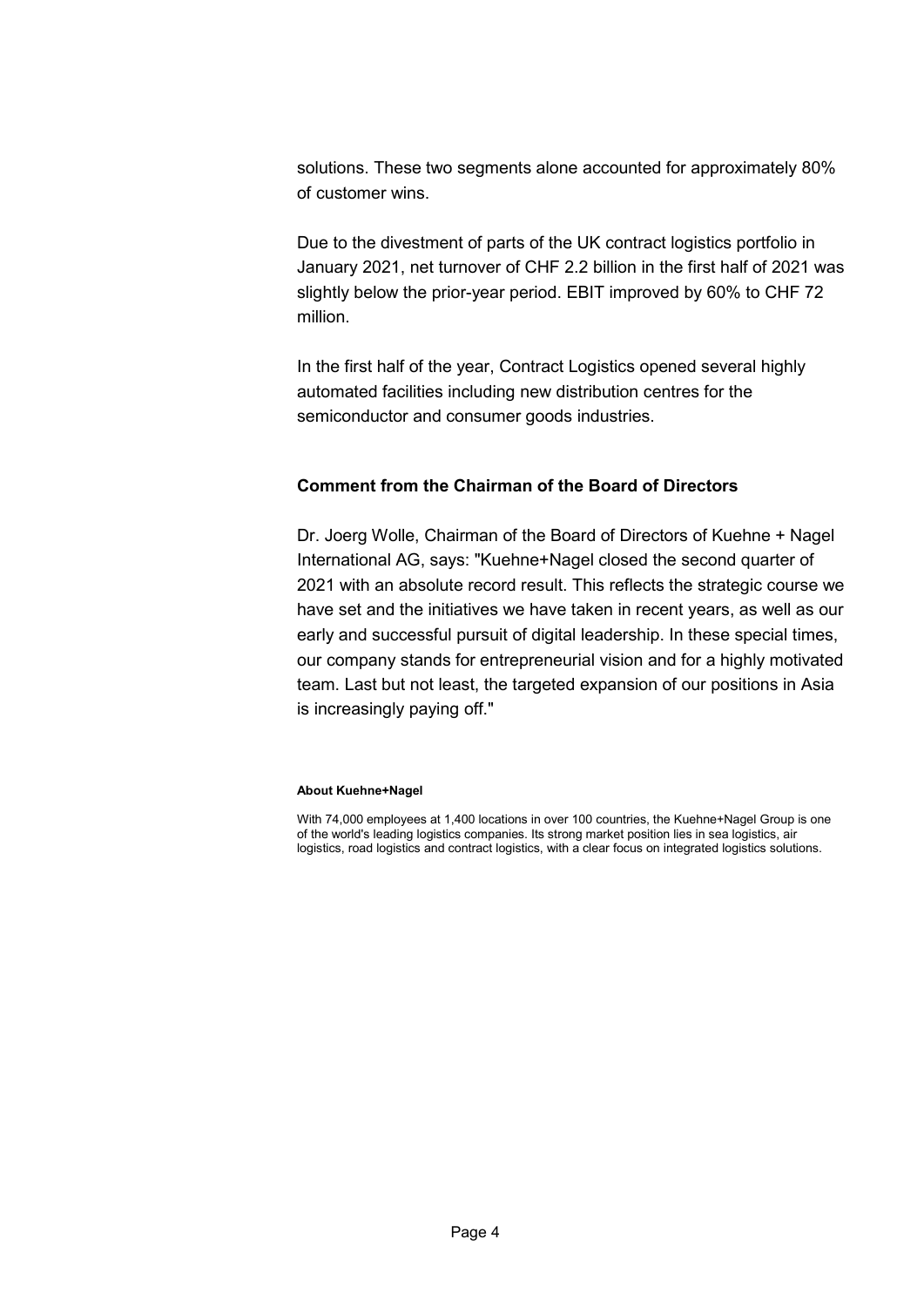solutions. These two segments alone accounted for approximately 80% of customer wins.

Due to the divestment of parts of the UK contract logistics portfolio in January 2021, net turnover of CHF 2.2 billion in the first half of 2021 was slightly below the prior-year period. EBIT improved by 60% to CHF 72 million.

In the first half of the year, Contract Logistics opened several highly automated facilities including new distribution centres for the semiconductor and consumer goods industries.

## Comment from the Chairman of the Board of Directors

Dr. Joerg Wolle, Chairman of the Board of Directors of Kuehne + Nagel International AG, says: "Kuehne+Nagel closed the second quarter of 2021 with an absolute record result. This reflects the strategic course we have set and the initiatives we have taken in recent years, as well as our early and successful pursuit of digital leadership. In these special times, our company stands for entrepreneurial vision and for a highly motivated team. Last but not least, the targeted expansion of our positions in Asia is increasingly paying off."

**About Kuehne+Nagel**

With 74,000 employees at 1,400 locations in over 100 countries, the Kuehne+Nagel Group is one of the world's leading logistics companies. Its strong market position lies in sea logistics, air logistics, road logistics and contract logistics, with a clear focus on integrated logistics solutions.